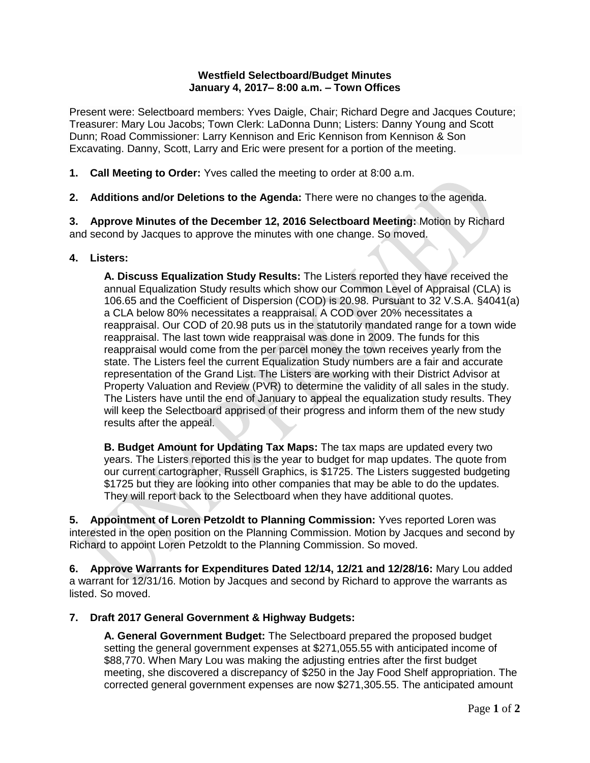**Westfield Selectboard/Budget Minutes**
**January 4, 2017– 8:00 a.m. – Town Offices**

Present were: Selectboard members: Yves Daigle, Chair; Richard Degre and Jacques Couture; Treasurer: Mary Lou Jacobs; Town Clerk: LaDonna Dunn; Listers: Danny Young and Scott Dunn; Road Commissioner: Larry Kennison and Eric Kennison from Kennison & Son Excavating. Danny, Scott, Larry and Eric were present for a portion of the meeting.

**1. Call Meeting to Order:** Yves called the meeting to order at 8:00 a.m.

**2. Additions and/or Deletions to the Agenda:** There were no changes to the agenda.

**3. Approve Minutes of the December 12, 2016 Selectboard Meeting:** Motion by Richard and second by Jacques to approve the minutes with one change. So moved.

**4. Listers:**

**A. Discuss Equalization Study Results:** The Listers reported they have received the annual Equalization Study results which show our Common Level of Appraisal (CLA) is 106.65 and the Coefficient of Dispersion (COD) is 20.98. Pursuant to 32 V.S.A. §4041(a) a CLA below 80% necessitates a reappraisal. A COD over 20% necessitates a reappraisal. Our COD of 20.98 puts us in the statutorily mandated range for a town wide reappraisal. The last town wide reappraisal was done in 2009. The funds for this reappraisal would come from the per parcel money the town receives yearly from the state. The Listers feel the current Equalization Study numbers are a fair and accurate representation of the Grand List. The Listers are working with their District Advisor at Property Valuation and Review (PVR) to determine the validity of all sales in the study. The Listers have until the end of January to appeal the equalization study results. They will keep the Selectboard apprised of their progress and inform them of the new study results after the appeal.

**B. Budget Amount for Updating Tax Maps:** The tax maps are updated every two years. The Listers reported this is the year to budget for map updates. The quote from our current cartographer, Russell Graphics, is $1725. The Listers suggested budgeting $1725 but they are looking into other companies that may be able to do the updates. They will report back to the Selectboard when they have additional quotes.

**5. Appointment of Loren Petzoldt to Planning Commission:** Yves reported Loren was interested in the open position on the Planning Commission. Motion by Jacques and second by Richard to appoint Loren Petzoldt to the Planning Commission. So moved.

**6. Approve Warrants for Expenditures Dated 12/14, 12/21 and 12/28/16:** Mary Lou added a warrant for 12/31/16. Motion by Jacques and second by Richard to approve the warrants as listed. So moved.

**7. Draft 2017 General Government & Highway Budgets:**

**A. General Government Budget:** The Selectboard prepared the proposed budget setting the general government expenses at $271,055.55 with anticipated income of $88,770. When Mary Lou was making the adjusting entries after the first budget meeting, she discovered a discrepancy of $250 in the Jay Food Shelf appropriation. The corrected general government expenses are now $271,305.55. The anticipated amount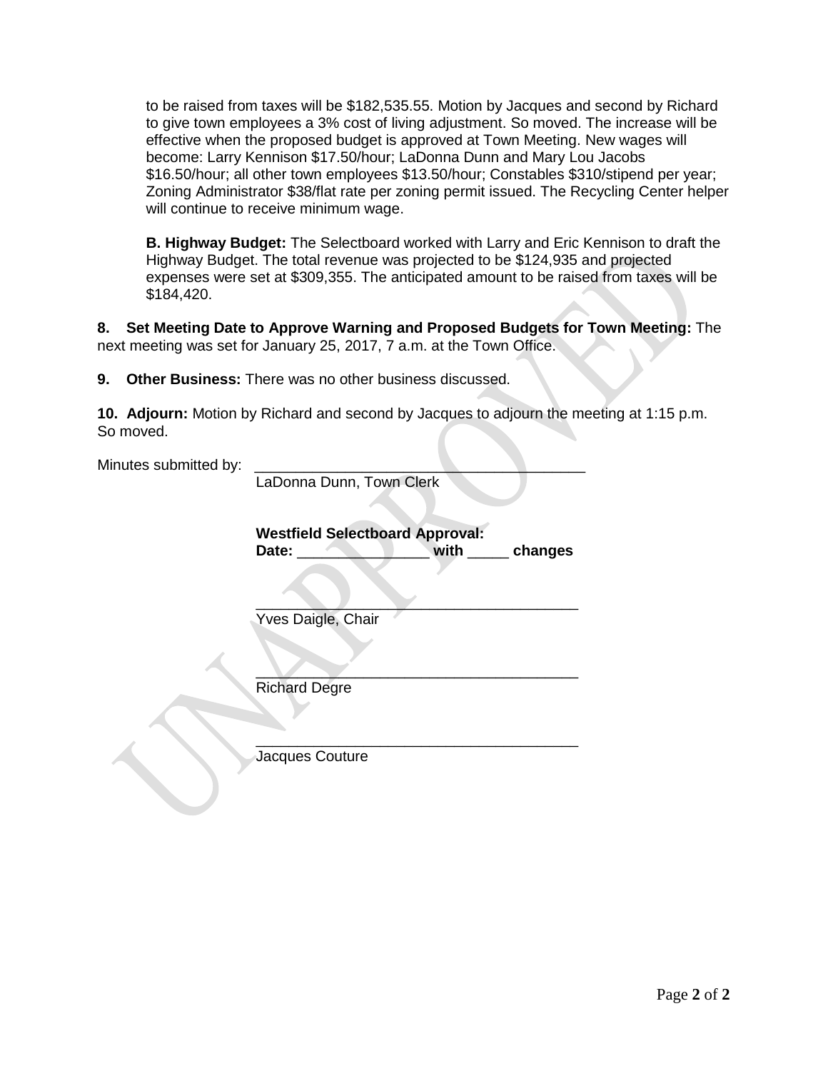to be raised from taxes will be $182,535.55. Motion by Jacques and second by Richard to give town employees a 3% cost of living adjustment. So moved. The increase will be effective when the proposed budget is approved at Town Meeting. New wages will become: Larry Kennison $17.50/hour; LaDonna Dunn and Mary Lou Jacobs $16.50/hour; all other town employees $13.50/hour; Constables $310/stipend per year; Zoning Administrator $38/flat rate per zoning permit issued. The Recycling Center helper will continue to receive minimum wage.

**B. Highway Budget:** The Selectboard worked with Larry and Eric Kennison to draft the Highway Budget. The total revenue was projected to be $124,935 and projected expenses were set at $309,355. The anticipated amount to be raised from taxes will be $184,420.

**8. Set Meeting Date to Approve Warning and Proposed Budgets for Town Meeting:** The next meeting was set for January 25, 2017, 7 a.m. at the Town Office.

**9. Other Business:** There was no other business discussed.

**10. Adjourn:** Motion by Richard and second by Jacques to adjourn the meeting at 1:15 p.m. So moved.

Minutes submitted by: ________________________________________
LaDonna Dunn, Town Clerk

**Westfield Selectboard Approval:**
**Date:** ________________ **with** _____ **changes**

________________________________________
Yves Daigle, Chair

________________________________________
Richard Degre

________________________________________
Jacques Couture

UNAPPROVED